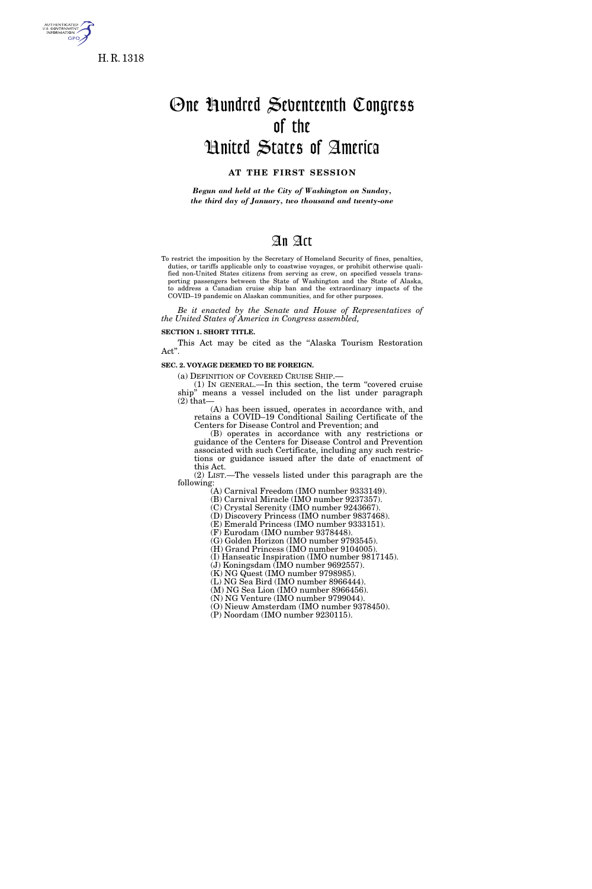H. R. 1318

# One Hundred Seventeenth Congress of the United States of America

**AT THE FIRST SESSION**

*Begun and held at the City of Washington on Sunday, the third day of January, two thousand and twenty-one*

# An Act

To restrict the imposition by the Secretary of Homeland Security of fines, penalties, duties, or tariffs applicable only to coastwise voyages, or prohibit otherwise qualified non-United States citizens from serving as crew, on specified vessels transporting passengers between the State of Washington and the State of Alaska, to address a Canadian cruise ship ban and the extraordinary impacts of the COVID–19 pandemic on Alaskan communities, and for other purposes.

*Be it enacted by the Senate and House of Representatives of the United States of America in Congress assembled,*

**SECTION 1. SHORT TITLE.**

This Act may be cited as the "Alaska Tourism Restoration Act".

**SEC. 2. VOYAGE DEEMED TO BE FOREIGN.**

(a) DEFINITION OF COVERED CRUISE SHIP.—

(1) IN GENERAL.—In this section, the term "covered cruise ship" means a vessel included on the list under paragraph (2) that—

(A) has been issued, operates in accordance with, and retains a COVID–19 Conditional Sailing Certificate of the Centers for Disease Control and Prevention; and

(B) operates in accordance with any restrictions or guidance of the Centers for Disease Control and Prevention associated with such Certificate, including any such restrictions or guidance issued after the date of enactment of this Act.

(2) LIST.—The vessels listed under this paragraph are the following:

(A) Carnival Freedom (IMO number 9333149).
(B) Carnival Miracle (IMO number 9237357).
(C) Crystal Serenity (IMO number 9243667).
(D) Discovery Princess (IMO number 9837468).
(E) Emerald Princess (IMO number 9333151).
(F) Eurodam (IMO number 9378448).
(G) Golden Horizon (IMO number 9793545).
(H) Grand Princess (IMO number 9104005).
(I) Hanseatic Inspiration (IMO number 9817145).
(J) Koningsdam (IMO number 9692557).
(K) NG Quest (IMO number 9798985).
(L) NG Sea Bird (IMO number 8966444).
(M) NG Sea Lion (IMO number 8966456).
(N) NG Venture (IMO number 9799044).
(O) Nieuw Amsterdam (IMO number 9378450).
(P) Noordam (IMO number 9230115).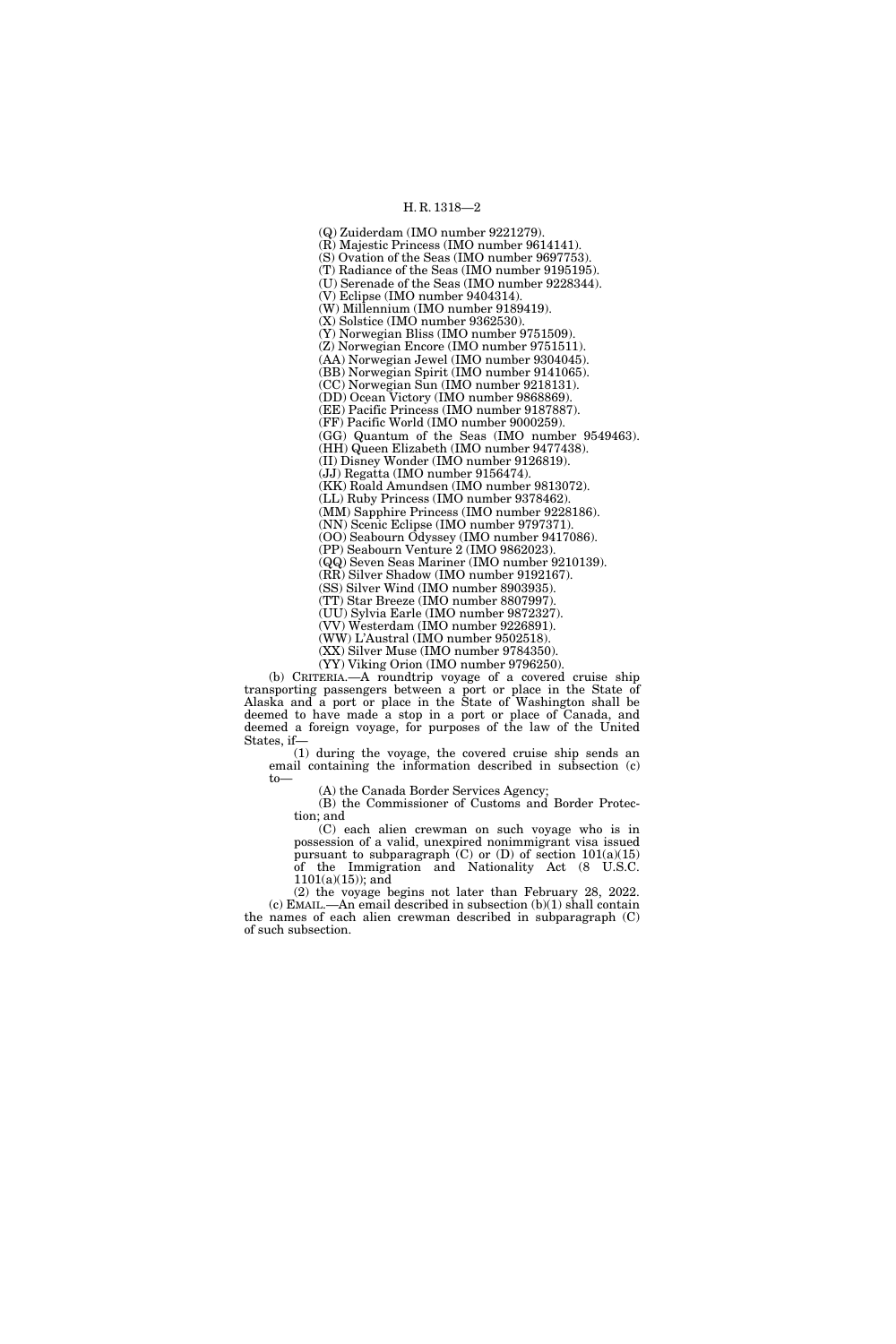(Q) Zuiderdam (IMO number 9221279).

(R) Majestic Princess (IMO number 9614141).

(S) Ovation of the Seas (IMO number 9697753).

(T) Radiance of the Seas (IMO number 9195195).

(U) Serenade of the Seas (IMO number 9228344).

(V) Eclipse (IMO number 9404314).

(W) Millennium (IMO number 9189419).

(X) Solstice (IMO number 9362530).

(Y) Norwegian Bliss (IMO number 9751509).

(Z) Norwegian Encore (IMO number 9751511).

(AA) Norwegian Jewel (IMO number 9304045).

(BB) Norwegian Spirit (IMO number 9141065).

(CC) Norwegian Sun (IMO number 9218131).

(DD) Ocean Victory (IMO number 9868869).

(EE) Pacific Princess (IMO number 9187887).

(FF) Pacific World (IMO number 9000259).

(GG) Quantum of the Seas (IMO number 9549463).

(HH) Queen Elizabeth (IMO number 9477438).

(II) Disney Wonder (IMO number 9126819).

(JJ) Regatta (IMO number 9156474).

(KK) Roald Amundsen (IMO number 9813072).

(LL) Ruby Princess (IMO number 9378462).

(MM) Sapphire Princess (IMO number 9228186).

(NN) Scenic Eclipse (IMO number 9797371).

(OO) Seabourn Odyssey (IMO number 9417086).

(PP) Seabourn Venture 2 (IMO 9862023).

(QQ) Seven Seas Mariner (IMO number 9210139).

(RR) Silver Shadow (IMO number 9192167).

(SS) Silver Wind (IMO number 8903935).

(TT) Star Breeze (IMO number 8807997).

(UU) Sylvia Earle (IMO number 9872327).

(VV) Westerdam (IMO number 9226891).

(WW) L'Austral (IMO number 9502518).

(XX) Silver Muse (IMO number 9784350).

(YY) Viking Orion (IMO number 9796250).

(b) CRITERIA.—A roundtrip voyage of a covered cruise ship transporting passengers between a port or place in the State of Alaska and a port or place in the State of Washington shall be deemed to have made a stop in a port or place of Canada, and deemed a foreign voyage, for purposes of the law of the United States, if—

(1) during the voyage, the covered cruise ship sends an email containing the information described in subsection (c) to—

(A) the Canada Border Services Agency;

(B) the Commissioner of Customs and Border Protection; and

(C) each alien crewman on such voyage who is in possession of a valid, unexpired nonimmigrant visa issued pursuant to subparagraph (C) or (D) of section 101(a)(15) of the Immigration and Nationality Act (8 U.S.C. 1101(a)(15)); and

(2) the voyage begins not later than February 28, 2022.

(c) EMAIL.—An email described in subsection (b)(1) shall contain the names of each alien crewman described in subparagraph (C) of such subsection.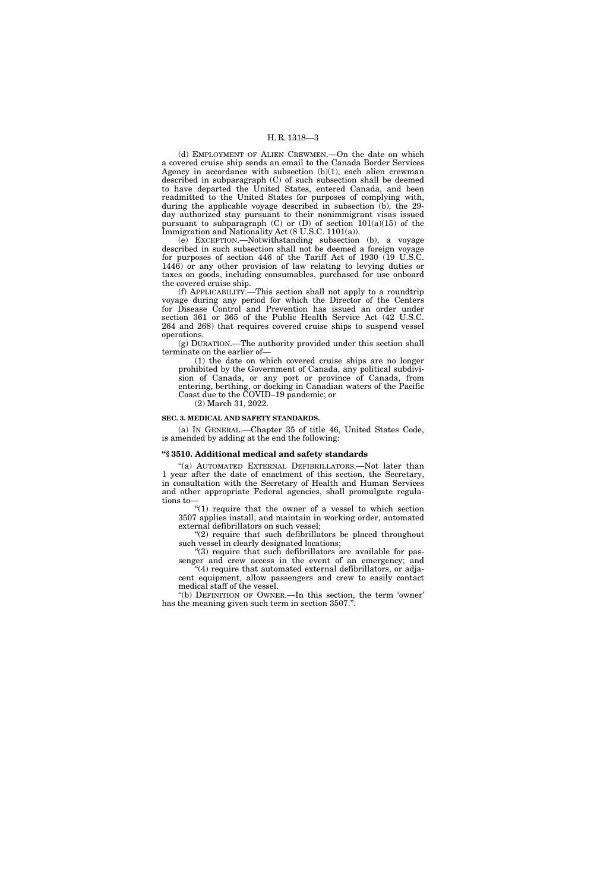(d) EMPLOYMENT OF ALIEN CREWMEN.—On the date on which a covered cruise ship sends an email to the Canada Border Services Agency in accordance with subsection (b)(1), each alien crewman described in subparagraph (C) of such subsection shall be deemed to have departed the United States, entered Canada, and been readmitted to the United States for purposes of complying with, during the applicable voyage described in subsection (b), the 29-day authorized stay pursuant to their nonimmigrant visas issued pursuant to subparagraph (C) or (D) of section 101(a)(15) of the Immigration and Nationality Act (8 U.S.C. 1101(a)).

(e) EXCEPTION.—Notwithstanding subsection (b), a voyage described in such subsection shall not be deemed a foreign voyage for purposes of section 446 of the Tariff Act of 1930 (19 U.S.C. 1446) or any other provision of law relating to levying duties or taxes on goods, including consumables, purchased for use onboard the covered cruise ship.

(f) APPLICABILITY.—This section shall not apply to a roundtrip voyage during any period for which the Director of the Centers for Disease Control and Prevention has issued an order under section 361 or 365 of the Public Health Service Act (42 U.S.C. 264 and 268) that requires covered cruise ships to suspend vessel operations.

(g) DURATION.—The authority provided under this section shall terminate on the earlier of—

(1) the date on which covered cruise ships are no longer prohibited by the Government of Canada, any political subdivision of Canada, or any port or province of Canada, from entering, berthing, or docking in Canadian waters of the Pacific Coast due to the COVID–19 pandemic; or

(2) March 31, 2022.

**SEC. 3. MEDICAL AND SAFETY STANDARDS.**

(a) IN GENERAL.—Chapter 35 of title 46, United States Code, is amended by adding at the end the following:

**"§ 3510. Additional medical and safety standards**

"(a) AUTOMATED EXTERNAL DEFIBRILLATORS.—Not later than 1 year after the date of enactment of this section, the Secretary, in consultation with the Secretary of Health and Human Services and other appropriate Federal agencies, shall promulgate regulations to—

"(1) require that the owner of a vessel to which section 3507 applies install, and maintain in working order, automated external defibrillators on such vessel;

"(2) require that such defibrillators be placed throughout such vessel in clearly designated locations;

"(3) require that such defibrillators are available for passenger and crew access in the event of an emergency; and

"(4) require that automated external defibrillators, or adjacent equipment, allow passengers and crew to easily contact medical staff of the vessel.

"(b) DEFINITION OF OWNER.—In this section, the term 'owner' has the meaning given such term in section 3507.".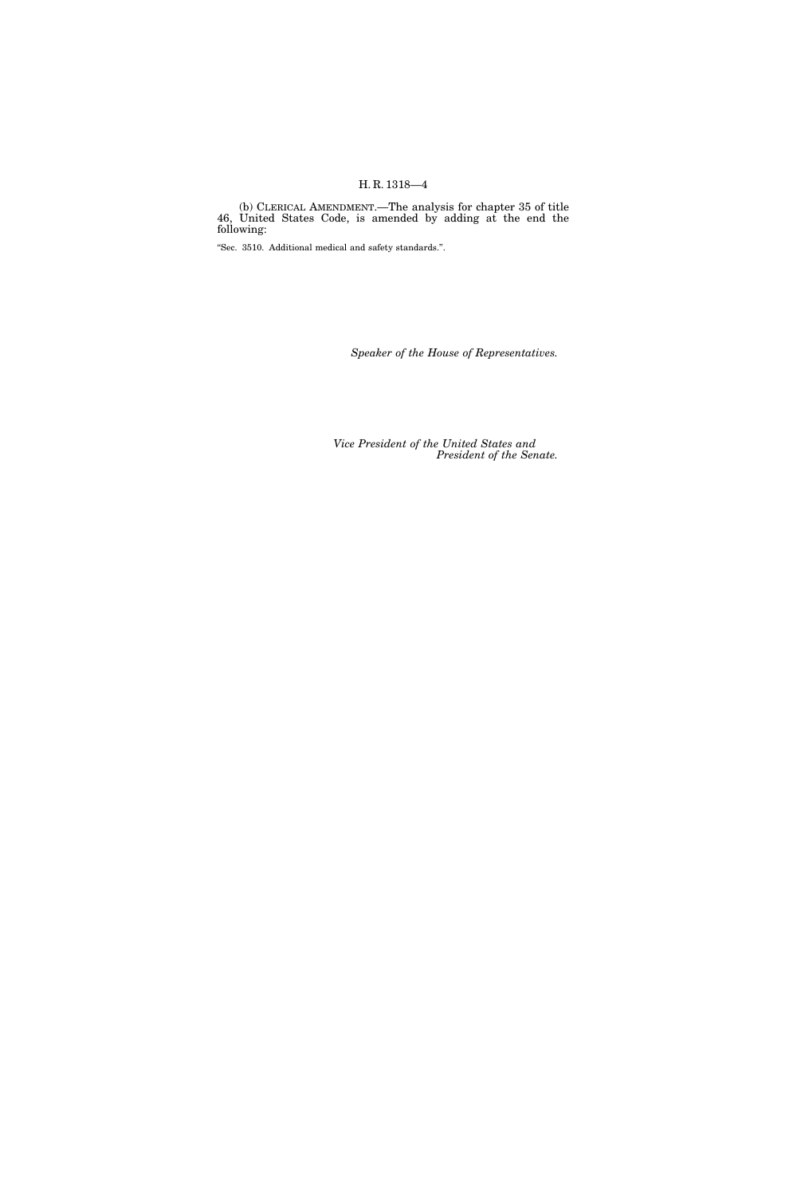(b) CLERICAL AMENDMENT.—The analysis for chapter 35 of title 46, United States Code, is amended by adding at the end the following:

"Sec. 3510. Additional medical and safety standards.".

*Speaker of the House of Representatives.*

*Vice President of the United States and President of the Senate.*